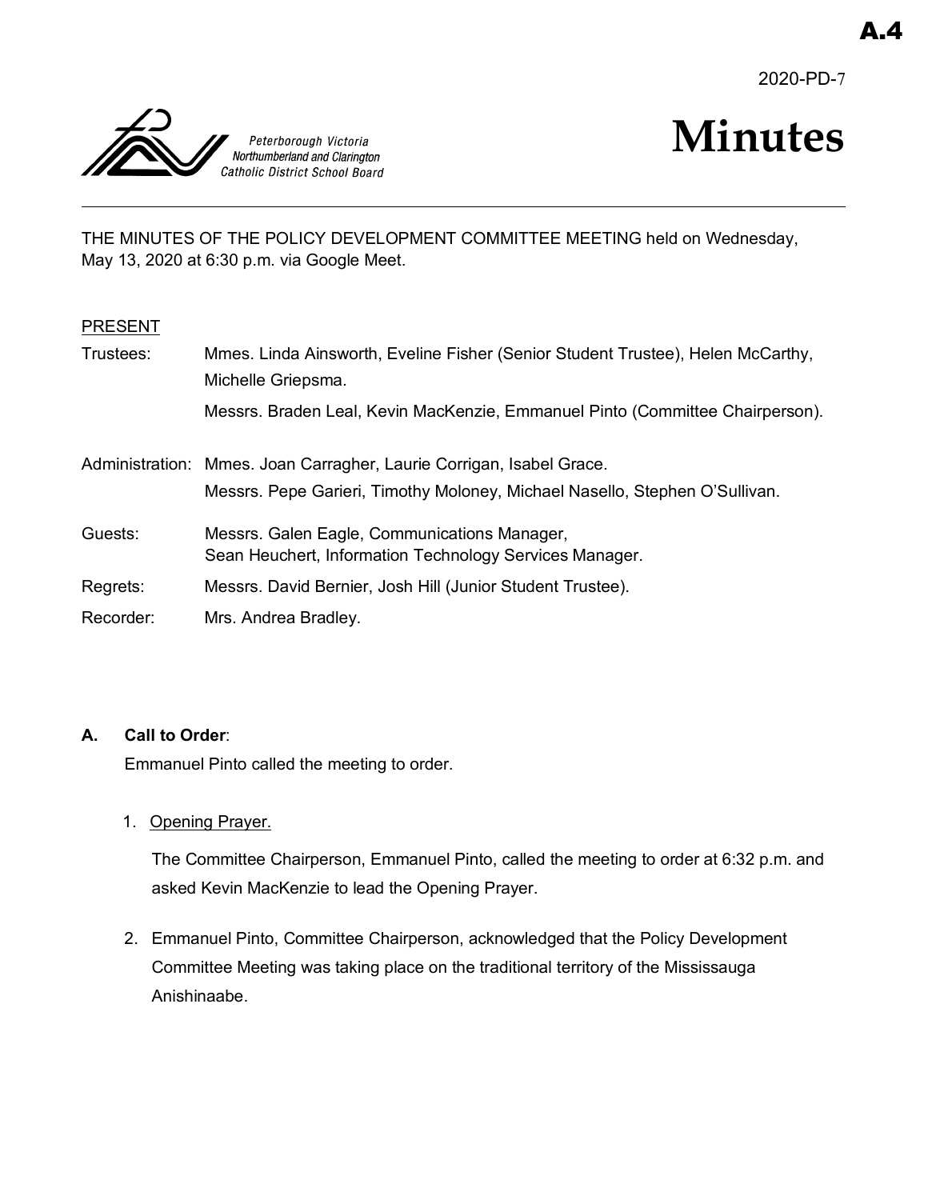A.4

2020-PD-7

Peterborough Victoria Northumberland and Clarington Catholic District School Board

# Minutes

THE MINUTES OF THE POLICY DEVELOPMENT COMMITTEE MEETING held on Wednesday, May 13, 2020 at 6:30 p.m. via Google Meet.

PRESENT

| | |
|---|---|
| Trustees: | Mmes. Linda Ainsworth, Eveline Fisher (Senior Student Trustee), Helen McCarthy, Michelle Griepsma. |
| | Messrs. Braden Leal, Kevin MacKenzie, Emmanuel Pinto (Committee Chairperson). |
| Administration: | Mmes. Joan Carragher, Laurie Corrigan, Isabel Grace. |
| | Messrs. Pepe Garieri, Timothy Moloney, Michael Nasello, Stephen O'Sullivan. |
| Guests: | Messrs. Galen Eagle, Communications Manager, Sean Heuchert, Information Technology Services Manager. |
| Regrets: | Messrs. David Bernier, Josh Hill (Junior Student Trustee). |
| Recorder: | Mrs. Andrea Bradley. |

**A. Call to Order**:

Emmanuel Pinto called the meeting to order.

1. Opening Prayer.

   The Committee Chairperson, Emmanuel Pinto, called the meeting to order at 6:32 p.m. and asked Kevin MacKenzie to lead the Opening Prayer.

2. Emmanuel Pinto, Committee Chairperson, acknowledged that the Policy Development Committee Meeting was taking place on the traditional territory of the Mississauga Anishinaabe.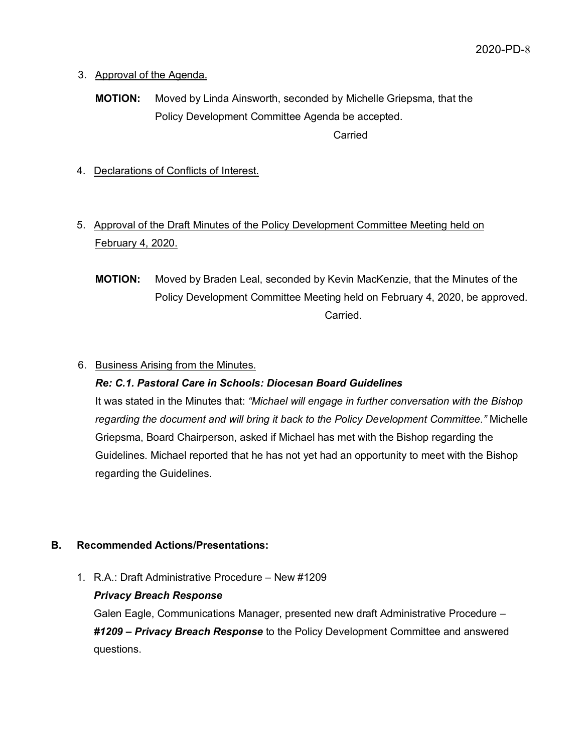3. Approval of the Agenda.

**MOTION:** Moved by Linda Ainsworth, seconded by Michelle Griepsma, that the Policy Development Committee Agenda be accepted.

Carried

4. Declarations of Conflicts of Interest.

5. Approval of the Draft Minutes of the Policy Development Committee Meeting held on February 4, 2020.

**MOTION:** Moved by Braden Leal, seconded by Kevin MacKenzie, that the Minutes of the Policy Development Committee Meeting held on February 4, 2020, be approved.

Carried.

6. Business Arising from the Minutes.

***Re: C.1. Pastoral Care in Schools: Diocesan Board Guidelines***

It was stated in the Minutes that: *"Michael will engage in further conversation with the Bishop regarding the document and will bring it back to the Policy Development Committee."* Michelle Griepsma, Board Chairperson, asked if Michael has met with the Bishop regarding the Guidelines. Michael reported that he has not yet had an opportunity to meet with the Bishop regarding the Guidelines.

## B. Recommended Actions/Presentations:

1. R.A.: Draft Administrative Procedure – New #1209

***Privacy Breach Response***

Galen Eagle, Communications Manager, presented new draft Administrative Procedure – ***#1209 – Privacy Breach Response*** to the Policy Development Committee and answered questions.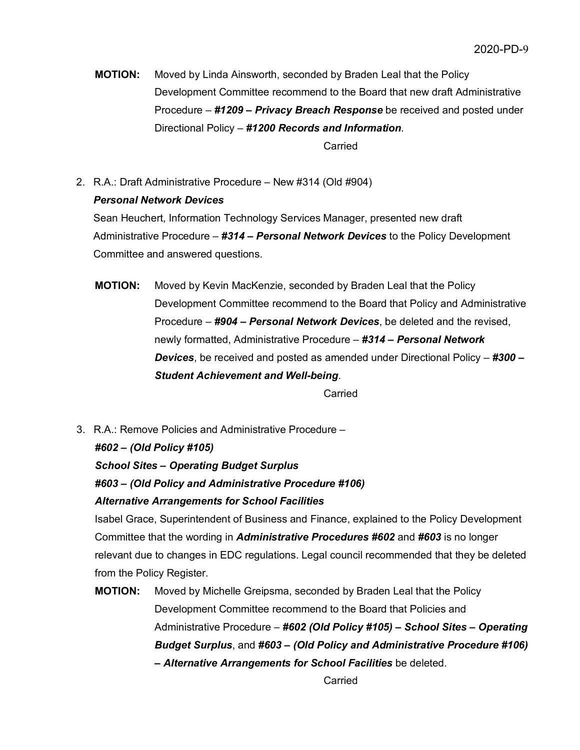**MOTION:** Moved by Linda Ainsworth, seconded by Braden Leal that the Policy Development Committee recommend to the Board that new draft Administrative Procedure – ***#1209 – Privacy Breach Response*** be received and posted under Directional Policy – ***#1200 Records and Information***.

Carried

2. R.A.: Draft Administrative Procedure – New #314 (Old #904)
   ***Personal Network Devices***
   Sean Heuchert, Information Technology Services Manager, presented new draft Administrative Procedure – ***#314 – Personal Network Devices*** to the Policy Development Committee and answered questions.

   **MOTION:** Moved by Kevin MacKenzie, seconded by Braden Leal that the Policy Development Committee recommend to the Board that Policy and Administrative Procedure – ***#904 – Personal Network Devices***, be deleted and the revised, newly formatted, Administrative Procedure – ***#314 – Personal Network Devices***, be received and posted as amended under Directional Policy – ***#300 – Student Achievement and Well-being***.

   Carried

3. R.A.: Remove Policies and Administrative Procedure –
   ***#602 – (Old Policy #105)***
   ***School Sites – Operating Budget Surplus***
   ***#603 – (Old Policy and Administrative Procedure #106)***
   ***Alternative Arrangements for School Facilities***
   Isabel Grace, Superintendent of Business and Finance, explained to the Policy Development Committee that the wording in ***Administrative Procedures #602*** and ***#603*** is no longer relevant due to changes in EDC regulations. Legal council recommended that they be deleted from the Policy Register.

   **MOTION:** Moved by Michelle Greipsma, seconded by Braden Leal that the Policy Development Committee recommend to the Board that Policies and Administrative Procedure – ***#602 (Old Policy #105) – School Sites – Operating Budget Surplus***, and ***#603 – (Old Policy and Administrative Procedure #106) – Alternative Arrangements for School Facilities*** be deleted.

   Carried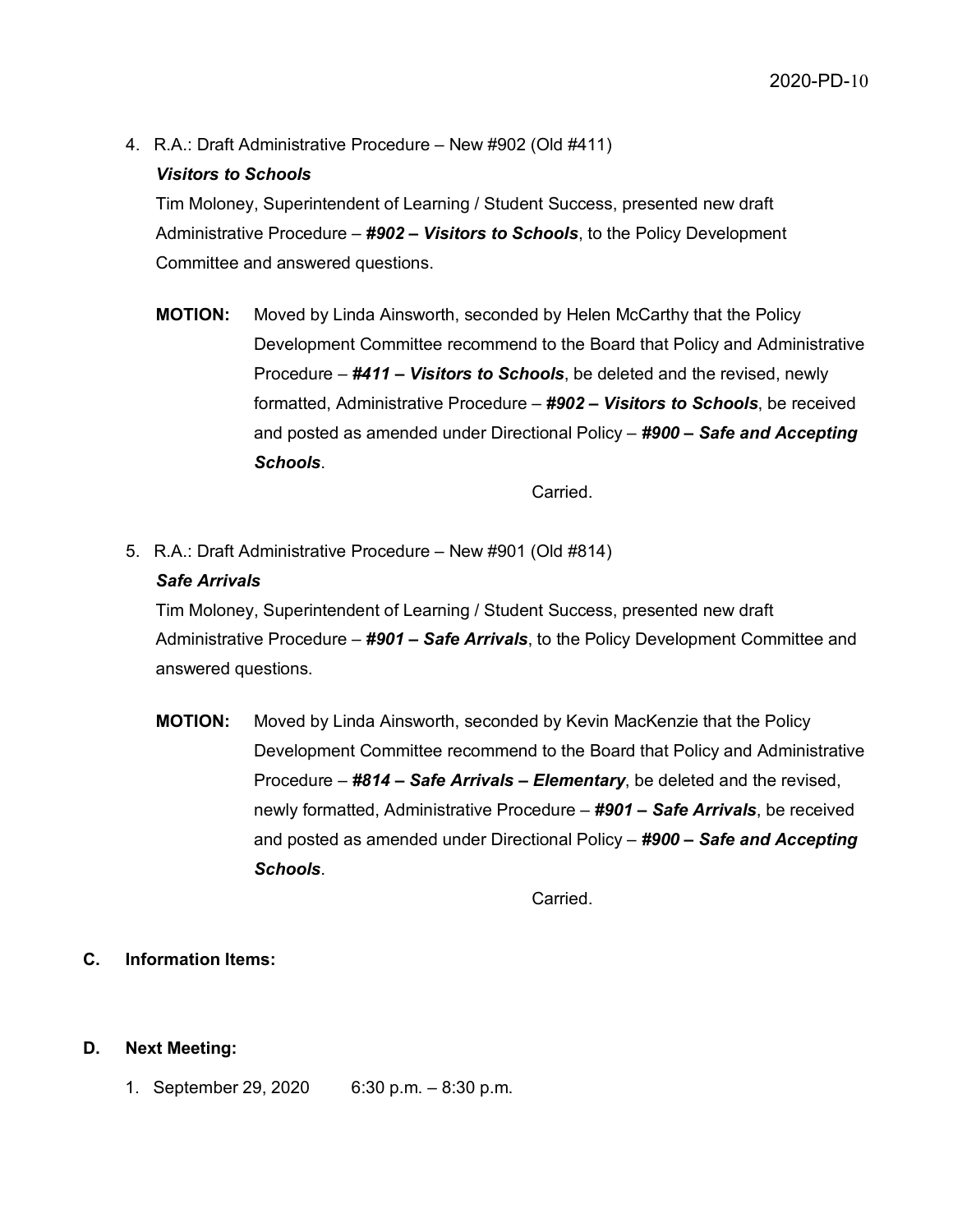4. R.A.: Draft Administrative Procedure – New #902 (Old #411)

   ***Visitors to Schools***

   Tim Moloney, Superintendent of Learning / Student Success, presented new draft Administrative Procedure – ***#902 – Visitors to Schools***, to the Policy Development Committee and answered questions.

   **MOTION:** Moved by Linda Ainsworth, seconded by Helen McCarthy that the Policy Development Committee recommend to the Board that Policy and Administrative Procedure – ***#411 – Visitors to Schools***, be deleted and the revised, newly formatted, Administrative Procedure – ***#902 – Visitors to Schools***, be received and posted as amended under Directional Policy – ***#900 – Safe and Accepting Schools***.

   Carried.

5. R.A.: Draft Administrative Procedure – New #901 (Old #814)

   ***Safe Arrivals***

   Tim Moloney, Superintendent of Learning / Student Success, presented new draft Administrative Procedure – ***#901 – Safe Arrivals***, to the Policy Development Committee and answered questions.

   **MOTION:** Moved by Linda Ainsworth, seconded by Kevin MacKenzie that the Policy Development Committee recommend to the Board that Policy and Administrative Procedure – ***#814 – Safe Arrivals – Elementary***, be deleted and the revised, newly formatted, Administrative Procedure – ***#901 – Safe Arrivals***, be received and posted as amended under Directional Policy – ***#900 – Safe and Accepting Schools***.

   Carried.

**C. Information Items:**

**D. Next Meeting:**

1. September 29, 2020 6:30 p.m. – 8:30 p.m.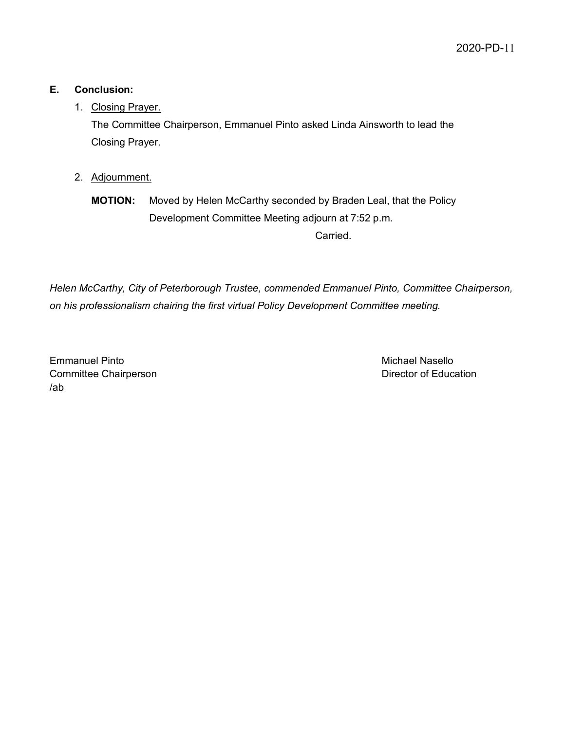### E. Conclusion:

1. Closing Prayer.

   The Committee Chairperson, Emmanuel Pinto asked Linda Ainsworth to lead the Closing Prayer.

2. Adjournment.

   **MOTION:** Moved by Helen McCarthy seconded by Braden Leal, that the Policy Development Committee Meeting adjourn at 7:52 p.m.

   Carried.

*Helen McCarthy, City of Peterborough Trustee, commended Emmanuel Pinto, Committee Chairperson, on his professionalism chairing the first virtual Policy Development Committee meeting.*

Emmanuel Pinto
Committee Chairperson
/ab

Michael Nasello
Director of Education